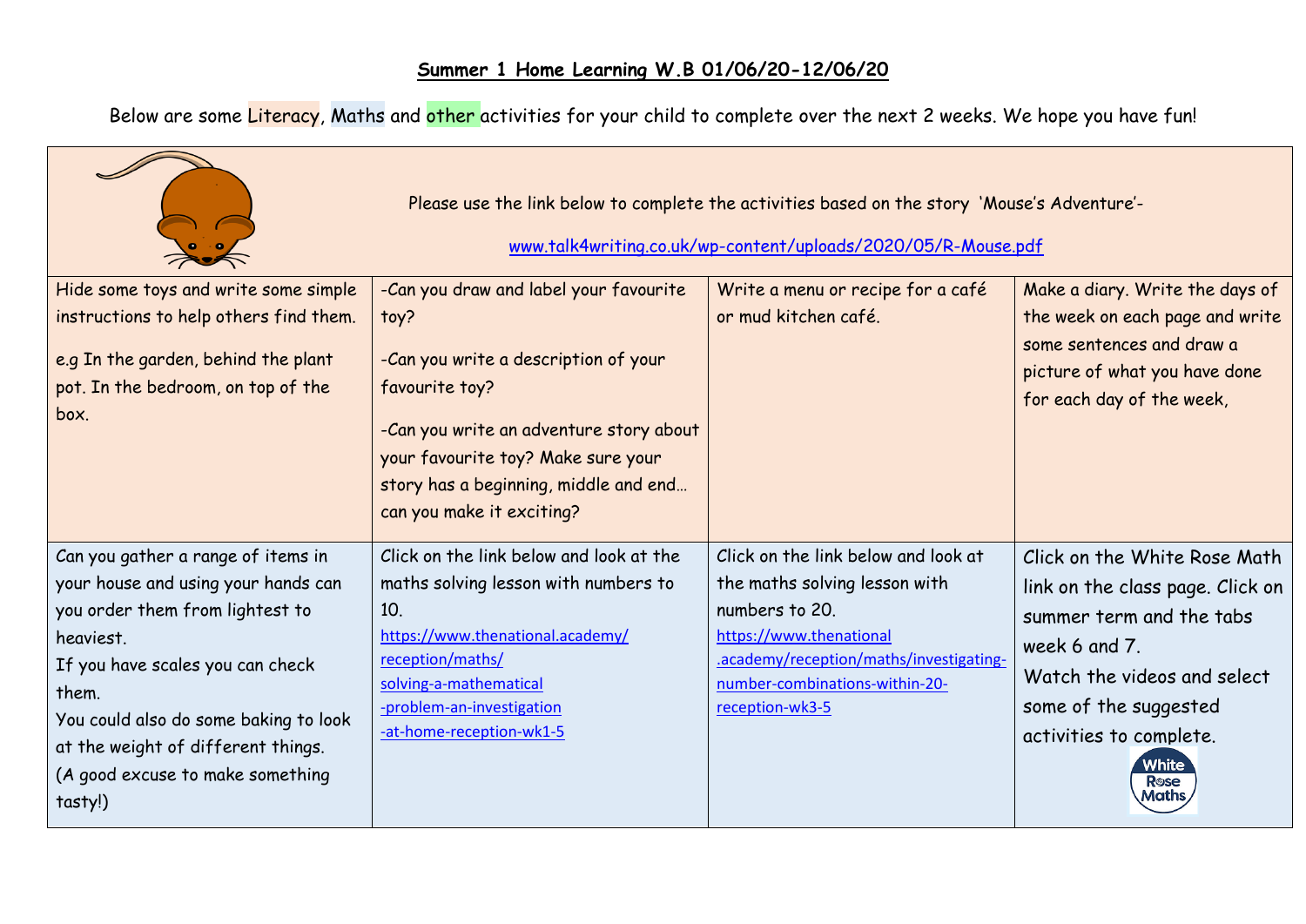**Summer 1 Home Learning W.B 01/06/20-12/06/20**

Below are some Literacy, Maths and other activities for your child to complete over the next 2 weeks. We hope you have fun!

Please use the link below to complete the activities based on the story 'Mouse's Adventure'-

www.talk4writing.co.uk/wp-content/uploads/2020/05/R-Mouse.pdf

| | | | |
|---|---|---|---|
| Hide some toys and write some simple instructions to help others find them.<br><br>e.g In the garden, behind the plant pot. In the bedroom, on top of the box. | -Can you draw and label your favourite toy?<br><br>-Can you write a description of your favourite toy?<br><br>-Can you write an adventure story about your favourite toy? Make sure your story has a beginning, middle and end… can you make it exciting? | Write a menu or recipe for a café or mud kitchen café. | Make a diary. Write the days of the week on each page and write some sentences and draw a picture of what you have done for each day of the week, |
| Can you gather a range of items in your house and using your hands can you order them from lightest to heaviest.<br>If you have scales you can check them.<br>You could also do some baking to look at the weight of different things. (A good excuse to make something tasty!) | Click on the link below and look at the maths solving lesson with numbers to 10.<br>https://www.thenational.academy/reception/maths/solving-a-mathematical-problem-an-investigation-at-home-reception-wk1-5 | Click on the link below and look at the maths solving lesson with numbers to 20.<br>https://www.thenational.academy/reception/maths/investigating-number-combinations-within-20-reception-wk3-5 | Click on the White Rose Math link on the class page. Click on summer term and the tabs week 6 and 7.<br>Watch the videos and select some of the suggested activities to complete. |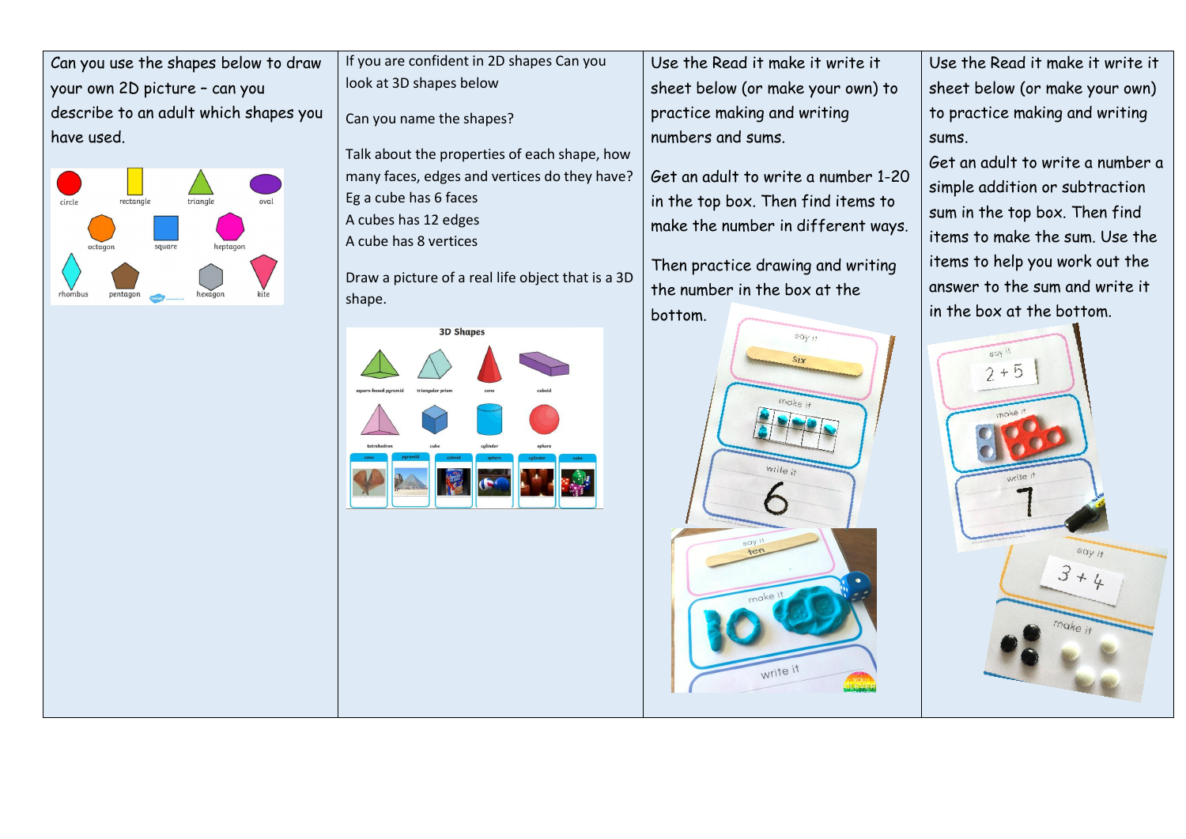| Can you use the shapes below to draw your own 2D picture – can you describe to an adult which shapes you have used. | If you are confident in 2D shapes Can you look at 3D shapes below<br><br>Can you name the shapes?<br><br>Talk about the properties of each shape, how many faces, edges and vertices do they have? Eg a cube has 6 faces<br>A cubes has 12 edges<br>A cube has 8 vertices<br><br>Draw a picture of a real life object that is a 3D shape. | Use the Read it make it write it sheet below (or make your own) to practice making and writing numbers and sums.<br><br>Get an adult to write a number 1-20 in the top box. Then find items to make the number in different ways.<br><br>Then practice drawing and writing the number in the box at the bottom. | Use the Read it make it write it sheet below (or make your own) to practice making and writing sums.<br>Get an adult to write a number a simple addition or subtraction sum in the top box. Then find items to make the sum. Use the items to help you work out the answer to the sum and write it in the box at the bottom. |
| --- | --- | --- | --- |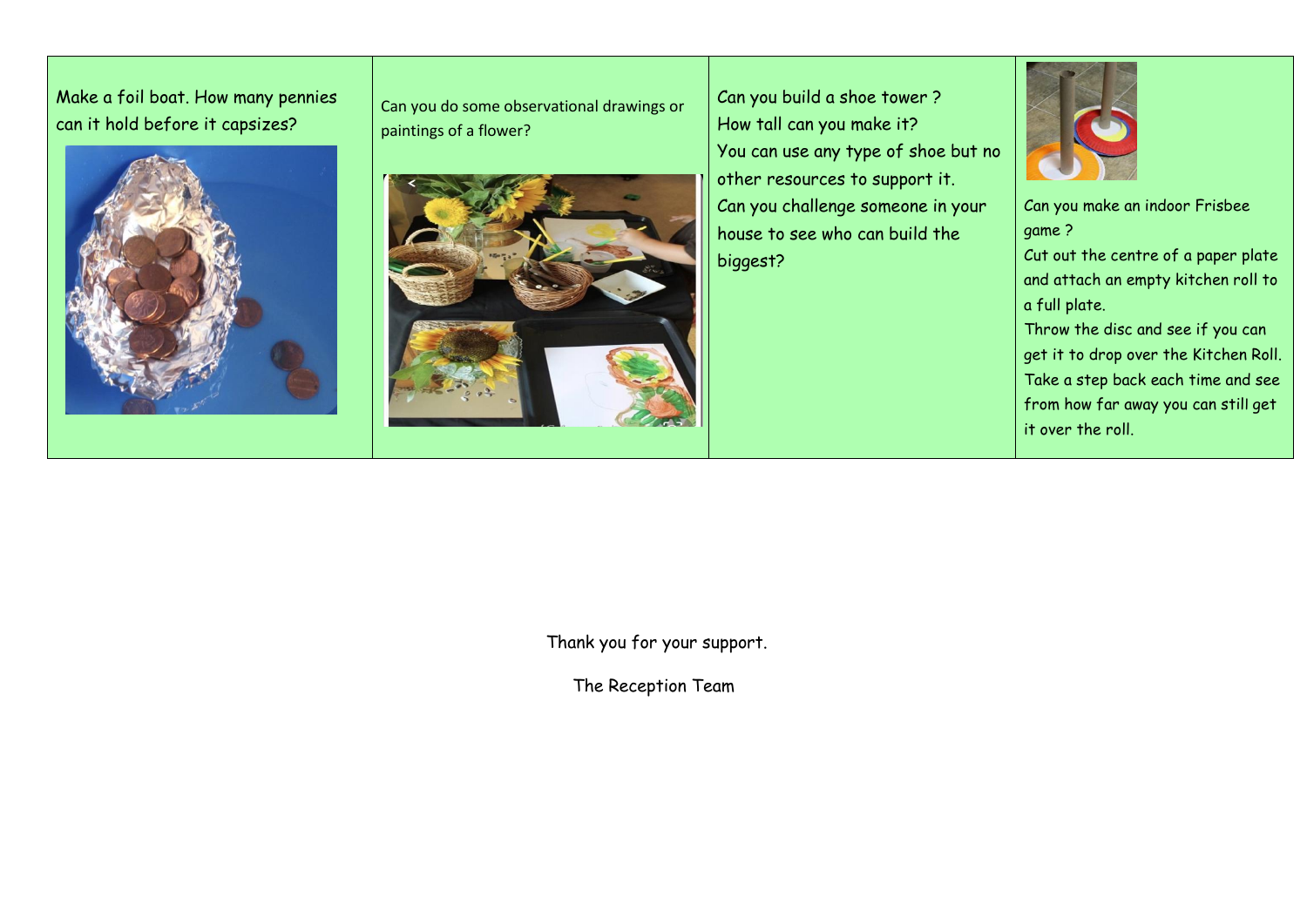| Make a foil boat. How many pennies can it hold before it capsizes? | Can you do some observational drawings or paintings of a flower? | Can you build a shoe tower ? How tall can you make it? You can use any type of shoe but no other resources to support it. Can you challenge someone in your house to see who can build the biggest? | Can you make an indoor Frisbee game ? Cut out the centre of a paper plate and attach an empty kitchen roll to a full plate. Throw the disc and see if you can get it to drop over the Kitchen Roll. Take a step back each time and see from how far away you can still get it over the roll. |
|---|---|---|---|

Thank you for your support.

The Reception Team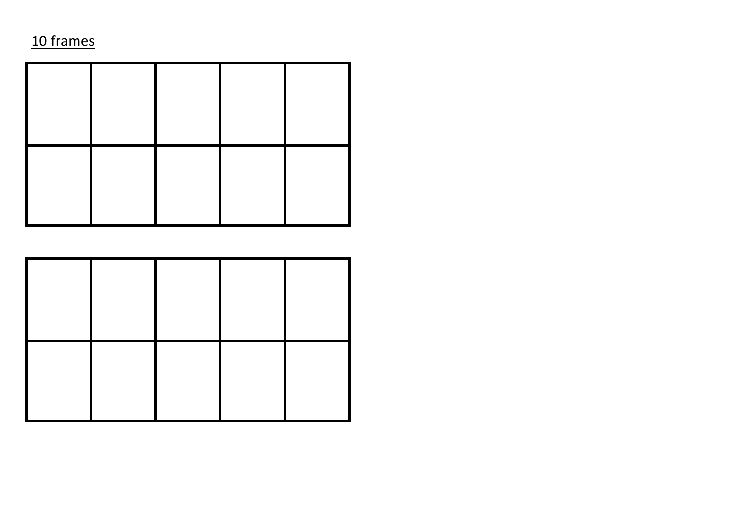10 frames

| | | | | |
|---|---|---|---|---|
| | | | | |
| | | | | |

| | | | | |
|---|---|---|---|---|
| | | | | |
| | | | | |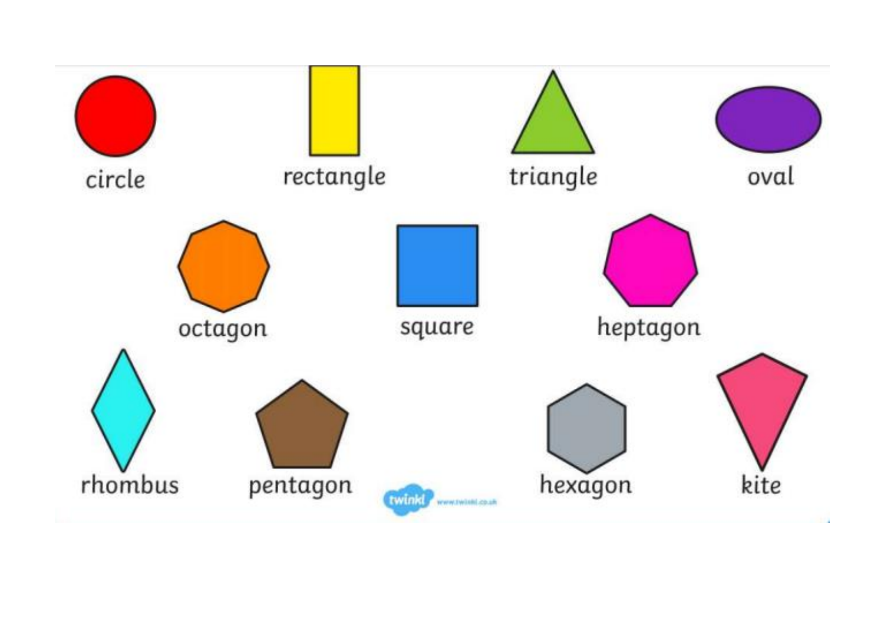circle

rectangle

triangle

oval

octagon

square

heptagon

rhombus

pentagon

hexagon

kite

twinkl www.twinkl.co.uk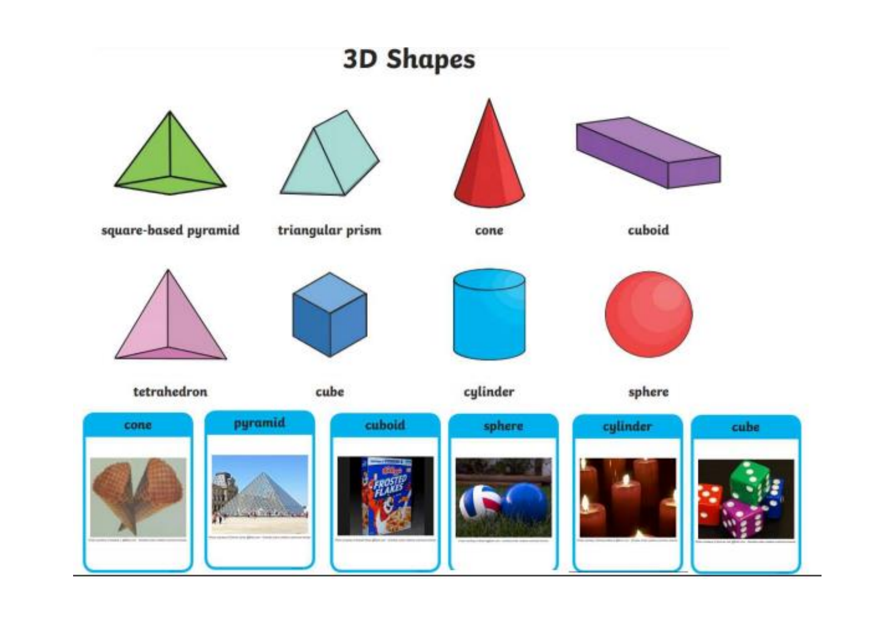# 3D Shapes

square-based pyramid

triangular prism

cone

cuboid

tetrahedron

cube

cylinder

sphere

cone

pyramid

cuboid

sphere

cylinder

cube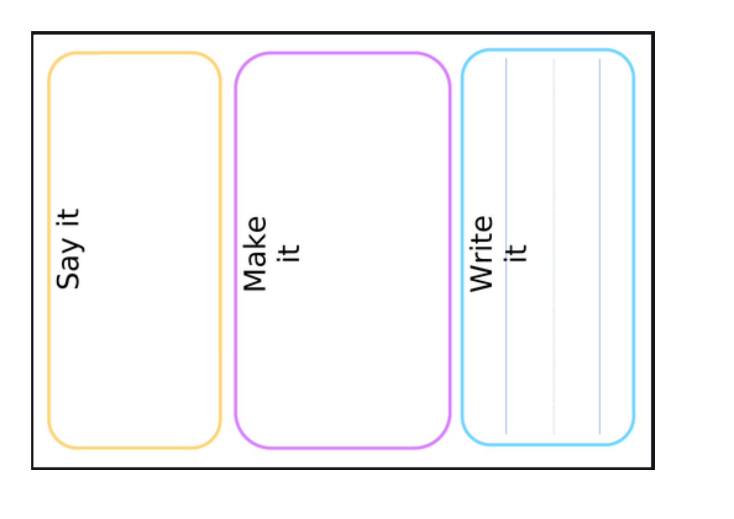Say it

Make it

Write it